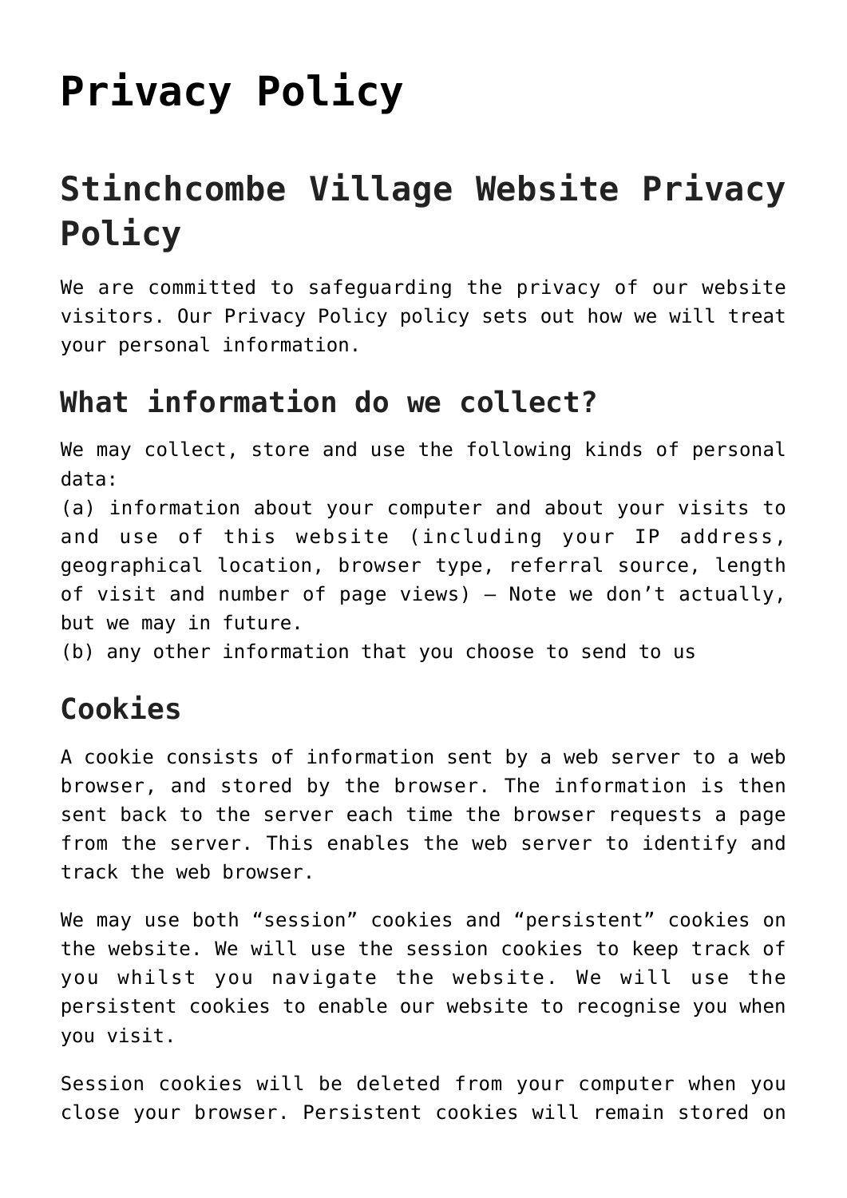# Privacy Policy

## Stinchcombe Village Website Privacy Policy

We are committed to safeguarding the privacy of our website visitors. Our Privacy Policy policy sets out how we will treat your personal information.

### What information do we collect?

We may collect, store and use the following kinds of personal data:
(a) information about your computer and about your visits to and use of this website (including your IP address, geographical location, browser type, referral source, length of visit and number of page views) – Note we don't actually, but we may in future.
(b) any other information that you choose to send to us

### Cookies

A cookie consists of information sent by a web server to a web browser, and stored by the browser. The information is then sent back to the server each time the browser requests a page from the server. This enables the web server to identify and track the web browser.

We may use both "session" cookies and "persistent" cookies on the website. We will use the session cookies to keep track of you whilst you navigate the website. We will use the persistent cookies to enable our website to recognise you when you visit.

Session cookies will be deleted from your computer when you close your browser. Persistent cookies will remain stored on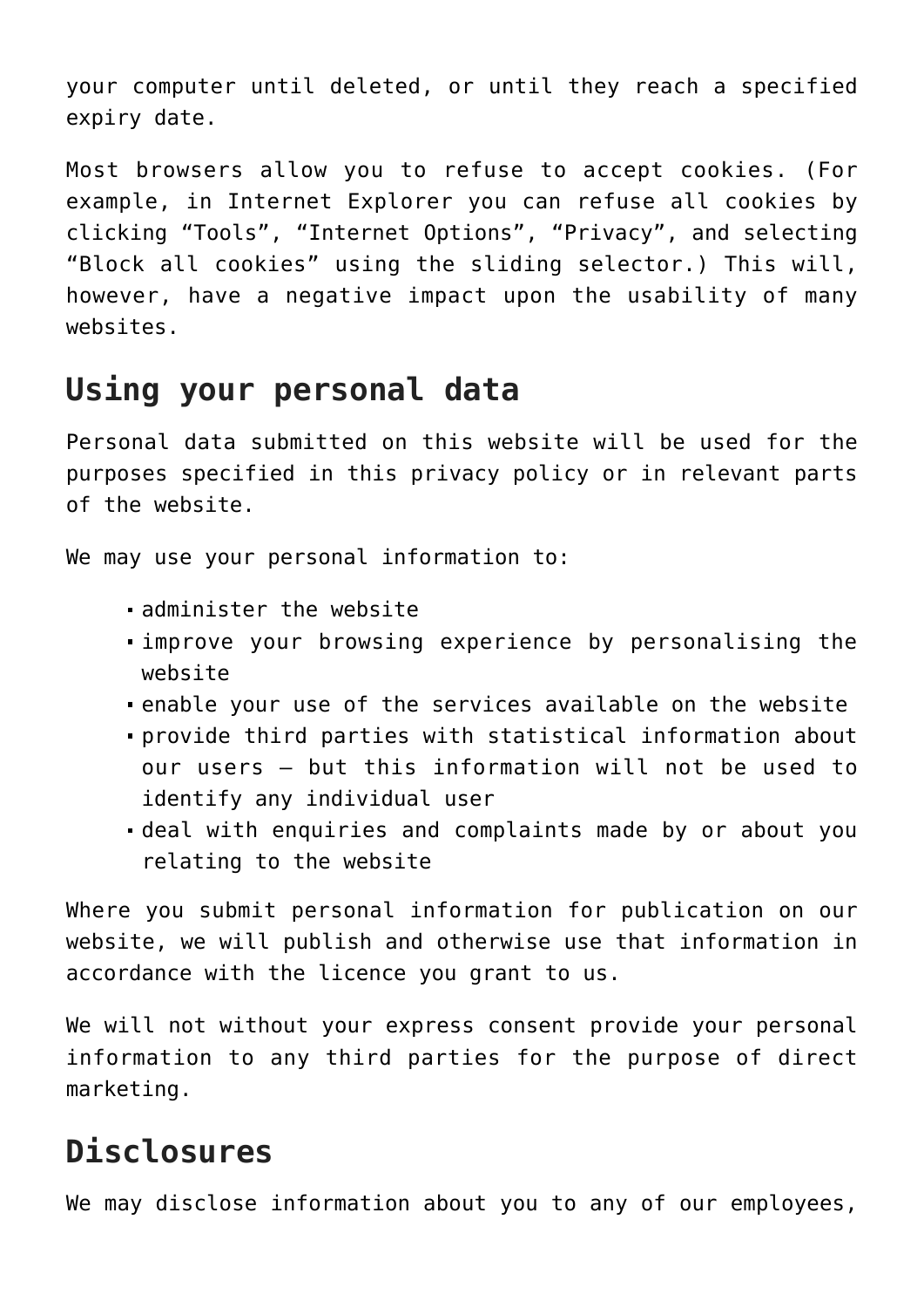your computer until deleted, or until they reach a specified expiry date.

Most browsers allow you to refuse to accept cookies. (For example, in Internet Explorer you can refuse all cookies by clicking “Tools”, “Internet Options”, “Privacy”, and selecting “Block all cookies” using the sliding selector.) This will, however, have a negative impact upon the usability of many websites.

## Using your personal data

Personal data submitted on this website will be used for the purposes specified in this privacy policy or in relevant parts of the website.

We may use your personal information to:

- administer the website
- improve your browsing experience by personalising the website
- enable your use of the services available on the website
- provide third parties with statistical information about our users – but this information will not be used to identify any individual user
- deal with enquiries and complaints made by or about you relating to the website

Where you submit personal information for publication on our website, we will publish and otherwise use that information in accordance with the licence you grant to us.

We will not without your express consent provide your personal information to any third parties for the purpose of direct marketing.

## Disclosures

We may disclose information about you to any of our employees,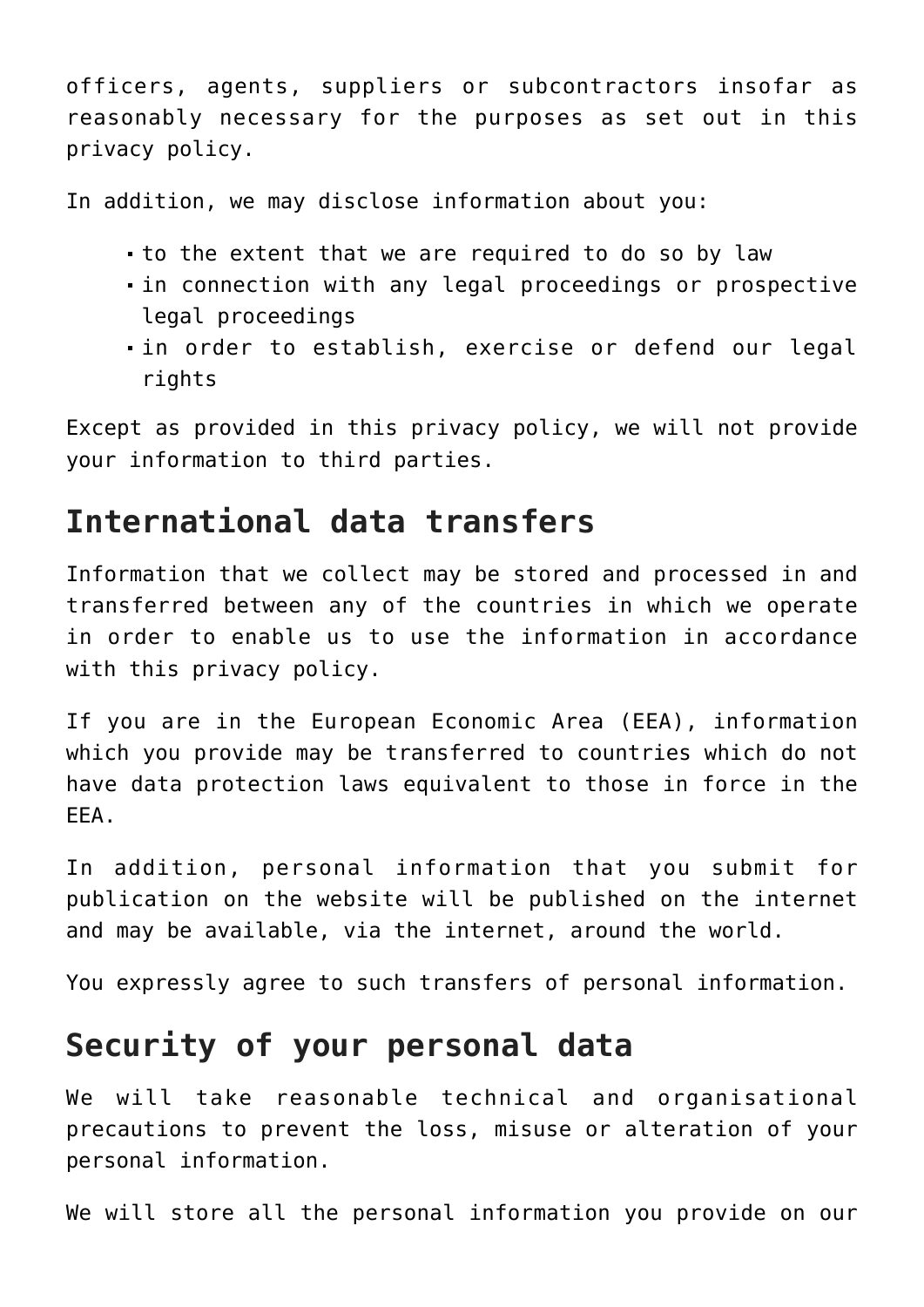officers, agents, suppliers or subcontractors insofar as reasonably necessary for the purposes as set out in this privacy policy.

In addition, we may disclose information about you:

- to the extent that we are required to do so by law
- in connection with any legal proceedings or prospective legal proceedings
- in order to establish, exercise or defend our legal rights

Except as provided in this privacy policy, we will not provide your information to third parties.

## International data transfers

Information that we collect may be stored and processed in and transferred between any of the countries in which we operate in order to enable us to use the information in accordance with this privacy policy.

If you are in the European Economic Area (EEA), information which you provide may be transferred to countries which do not have data protection laws equivalent to those in force in the EEA.

In addition, personal information that you submit for publication on the website will be published on the internet and may be available, via the internet, around the world.

You expressly agree to such transfers of personal information.

## Security of your personal data

We will take reasonable technical and organisational precautions to prevent the loss, misuse or alteration of your personal information.

We will store all the personal information you provide on our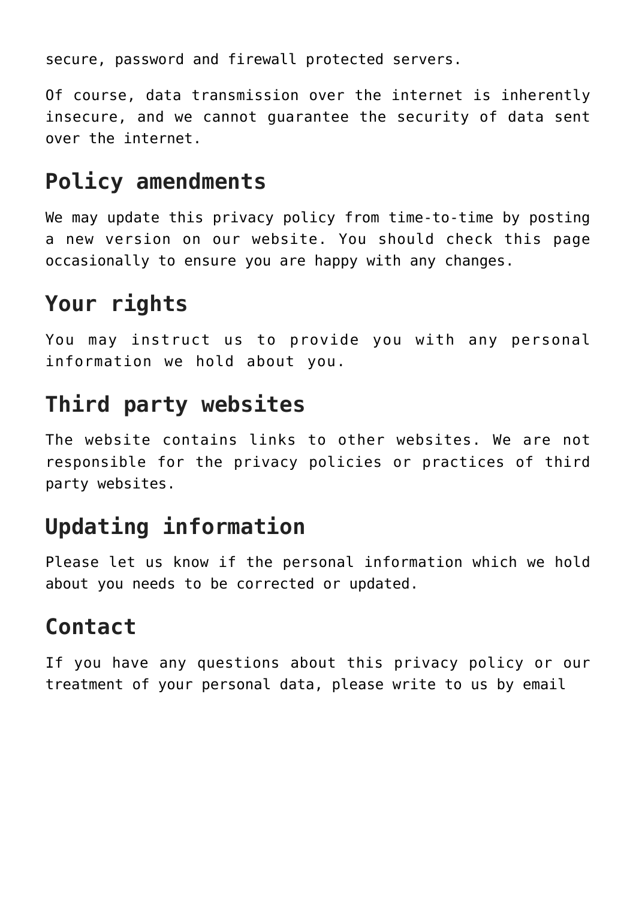secure, password and firewall protected servers.

Of course, data transmission over the internet is inherently insecure, and we cannot guarantee the security of data sent over the internet.

## Policy amendments

We may update this privacy policy from time-to-time by posting a new version on our website. You should check this page occasionally to ensure you are happy with any changes.

## Your rights

You may instruct us to provide you with any personal information we hold about you.

## Third party websites

The website contains links to other websites. We are not responsible for the privacy policies or practices of third party websites.

## Updating information

Please let us know if the personal information which we hold about you needs to be corrected or updated.

## Contact

If you have any questions about this privacy policy or our treatment of your personal data, please write to us by email